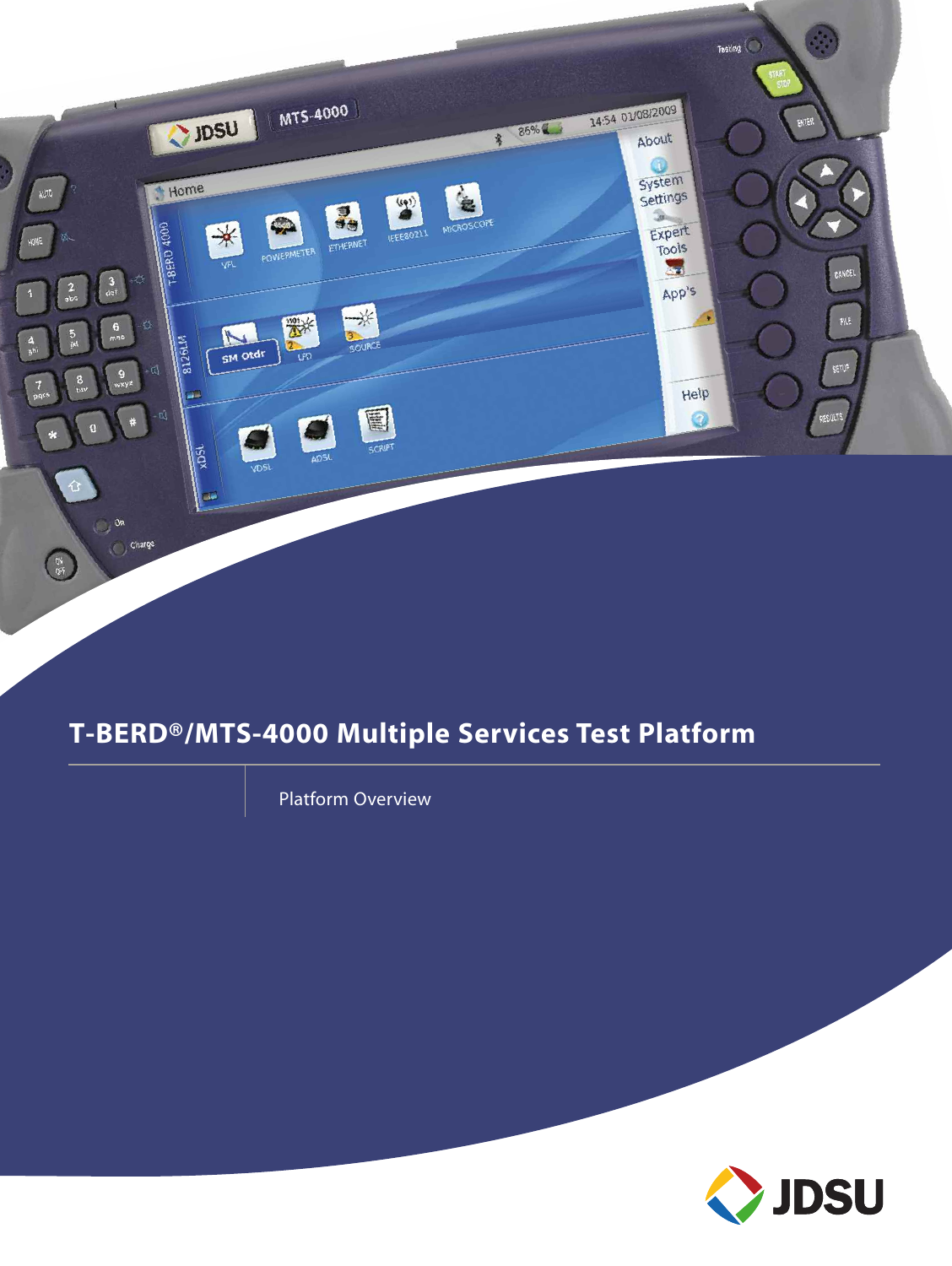# T-BERD®/MTS-4000 Multiple Services Test Platform

Platform Overview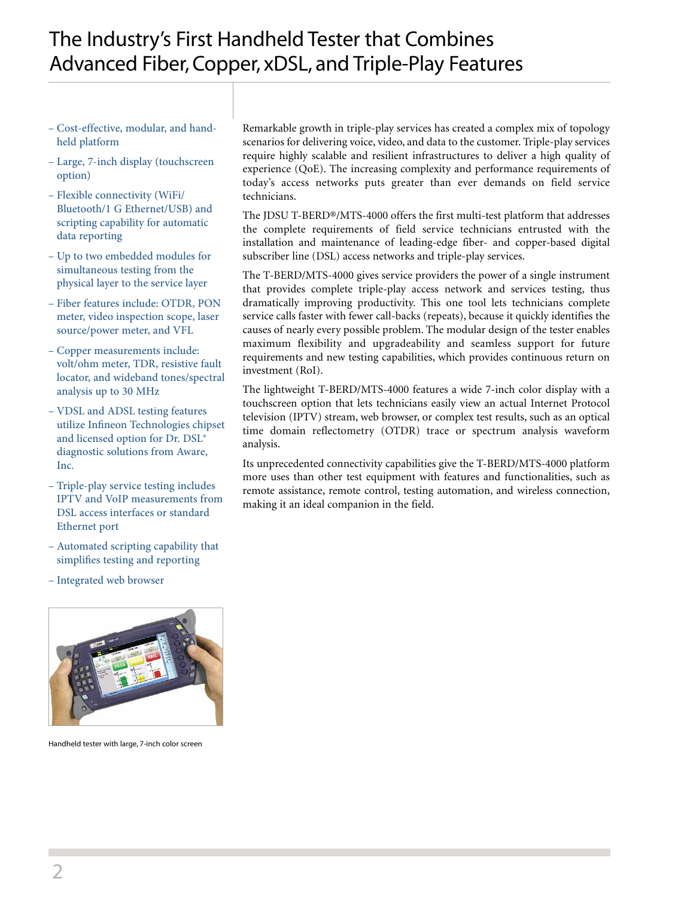# The Industry's First Handheld Tester that Combines Advanced Fiber, Copper, xDSL, and Triple-Play Features

- Cost-effective, modular, and handheld platform
- Large, 7-inch display (touchscreen option)
- Flexible connectivity (WiFi/ Bluetooth/1 G Ethernet/USB) and scripting capability for automatic data reporting
- Up to two embedded modules for simultaneous testing from the physical layer to the service layer
- Fiber features include: OTDR, PON meter, video inspection scope, laser source/power meter, and VFL
- Copper measurements include: volt/ohm meter, TDR, resistive fault locator, and wideband tones/spectral analysis up to 30 MHz
- VDSL and ADSL testing features utilize Infineon Technologies chipset and licensed option for Dr. DSL® diagnostic solutions from Aware, Inc.
- Triple-play service testing includes IPTV and VoIP measurements from DSL access interfaces or standard Ethernet port
- Automated scripting capability that simplifies testing and reporting
- Integrated web browser

Handheld tester with large, 7-inch color screen

Remarkable growth in triple-play services has created a complex mix of topology scenarios for delivering voice, video, and data to the customer. Triple-play services require highly scalable and resilient infrastructures to deliver a high quality of experience (QoE). The increasing complexity and performance requirements of today's access networks puts greater than ever demands on field service technicians.

The JDSU T-BERD®/MTS-4000 offers the first multi-test platform that addresses the complete requirements of field service technicians entrusted with the installation and maintenance of leading-edge fiber- and copper-based digital subscriber line (DSL) access networks and triple-play services.

The T-BERD/MTS-4000 gives service providers the power of a single instrument that provides complete triple-play access network and services testing, thus dramatically improving productivity. This one tool lets technicians complete service calls faster with fewer call-backs (repeats), because it quickly identifies the causes of nearly every possible problem. The modular design of the tester enables maximum flexibility and upgradeability and seamless support for future requirements and new testing capabilities, which provides continuous return on investment (RoI).

The lightweight T-BERD/MTS-4000 features a wide 7-inch color display with a touchscreen option that lets technicians easily view an actual Internet Protocol television (IPTV) stream, web browser, or complex test results, such as an optical time domain reflectometry (OTDR) trace or spectrum analysis waveform analysis.

Its unprecedented connectivity capabilities give the T-BERD/MTS-4000 platform more uses than other test equipment with features and functionalities, such as remote assistance, remote control, testing automation, and wireless connection, making it an ideal companion in the field.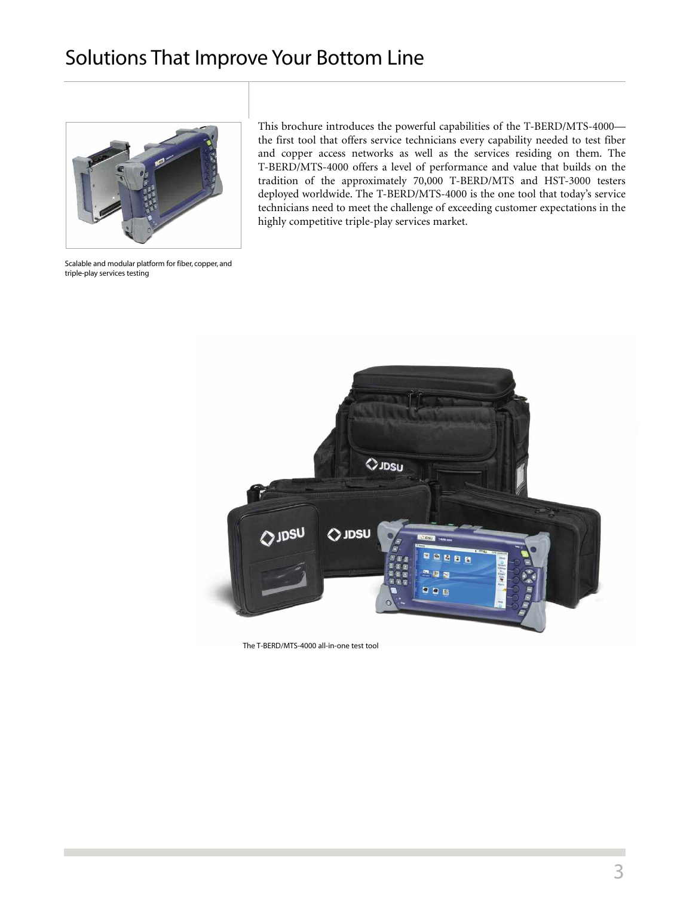# Solutions That Improve Your Bottom Line

This brochure introduces the powerful capabilities of the T-BERD/MTS-4000—the first tool that offers service technicians every capability needed to test fiber and copper access networks as well as the services residing on them. The T-BERD/MTS-4000 offers a level of performance and value that builds on the tradition of the approximately 70,000 T-BERD/MTS and HST-3000 testers deployed worldwide. The T-BERD/MTS-4000 is the one tool that today's service technicians need to meet the challenge of exceeding customer expectations in the highly competitive triple-play services market.

Scalable and modular platform for fiber, copper, and triple-play services testing

The T-BERD/MTS-4000 all-in-one test tool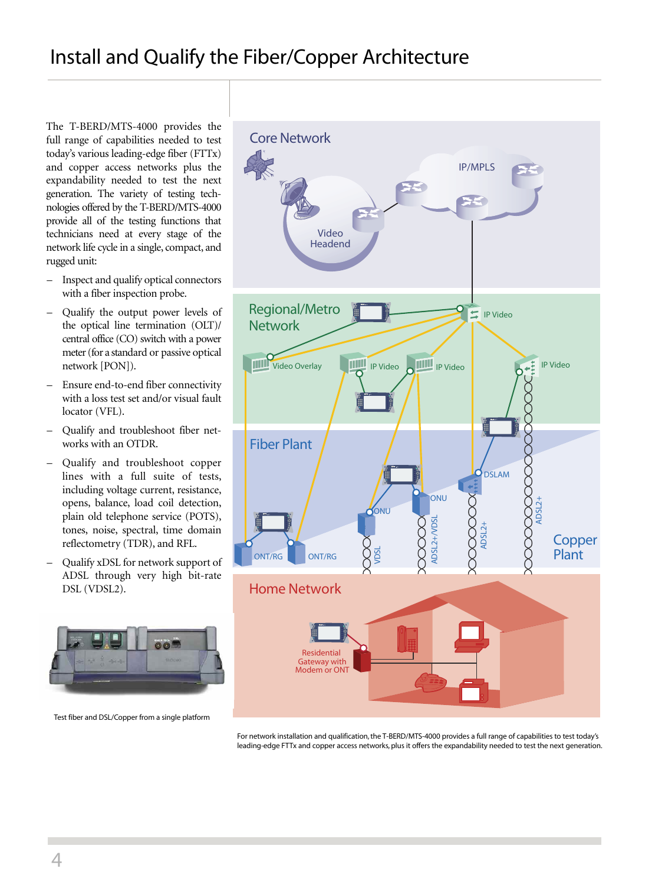# Install and Qualify the Fiber/Copper Architecture

The T-BERD/MTS-4000 provides the full range of capabilities needed to test today's various leading-edge fiber (FTTx) and copper access networks plus the expandability needed to test the next generation. The variety of testing technologies offered by the T-BERD/MTS-4000 provide all of the testing functions that technicians need at every stage of the network life cycle in a single, compact, and rugged unit:

- Inspect and qualify optical connectors with a fiber inspection probe.
- Qualify the output power levels of the optical line termination (OLT)/central office (CO) switch with a power meter (for a standard or passive optical network [PON]).
- Ensure end-to-end fiber connectivity with a loss test set and/or visual fault locator (VFL).
- Qualify and troubleshoot fiber networks with an OTDR.
- Qualify and troubleshoot copper lines with a full suite of tests, including voltage current, resistance, opens, balance, load coil detection, plain old telephone service (POTS), tones, noise, spectral, time domain reflectometry (TDR), and RFL.
- Qualify xDSL for network support of ADSL through very high bit-rate DSL (VDSL2).

Test fiber and DSL/Copper from a single platform

For network installation and qualification, the T-BERD/MTS-4000 provides a full range of capabilities to test today's leading-edge FTTx and copper access networks, plus it offers the expandability needed to test the next generation.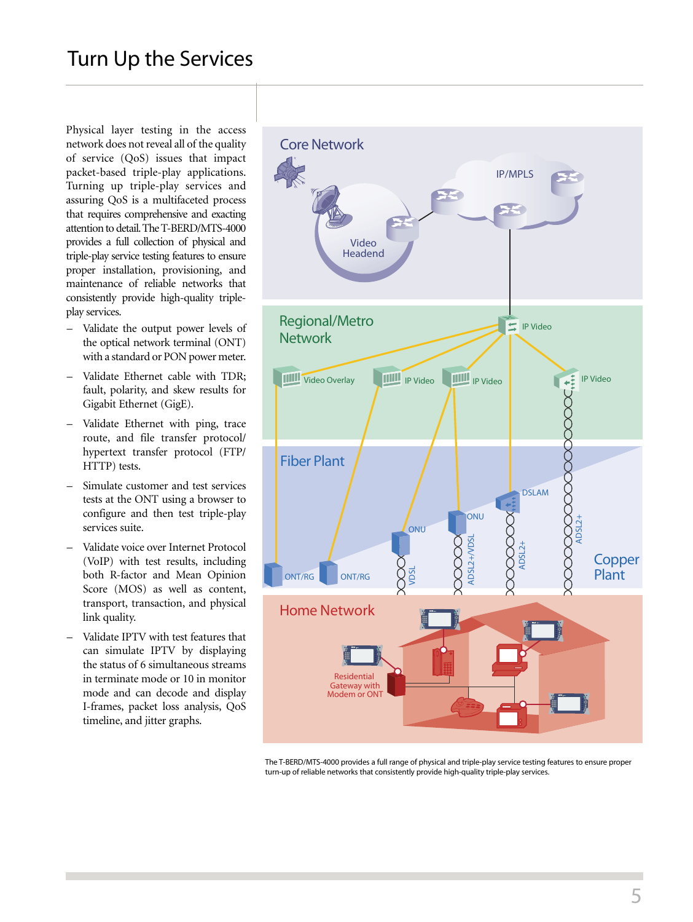# Turn Up the Services

Physical layer testing in the access network does not reveal all of the quality of service (QoS) issues that impact packet-based triple-play applications. Turning up triple-play services and assuring QoS is a multifaceted process that requires comprehensive and exacting attention to detail. The T-BERD/MTS-4000 provides a full collection of physical and triple-play service testing features to ensure proper installation, provisioning, and maintenance of reliable networks that consistently provide high-quality triple-play services.

- Validate the output power levels of the optical network terminal (ONT) with a standard or PON power meter.
- Validate Ethernet cable with TDR; fault, polarity, and skew results for Gigabit Ethernet (GigE).
- Validate Ethernet with ping, trace route, and file transfer protocol/hypertext transfer protocol (FTP/HTTP) tests.
- Simulate customer and test services tests at the ONT using a browser to configure and then test triple-play services suite.
- Validate voice over Internet Protocol (VoIP) with test results, including both R-factor and Mean Opinion Score (MOS) as well as content, transport, transaction, and physical link quality.
- Validate IPTV with test features that can simulate IPTV by displaying the status of 6 simultaneous streams in terminate mode or 10 in monitor mode and can decode and display I-frames, packet loss analysis, QoS timeline, and jitter graphs.

The T-BERD/MTS-4000 provides a full range of physical and triple-play service testing features to ensure proper turn-up of reliable networks that consistently provide high-quality triple-play services.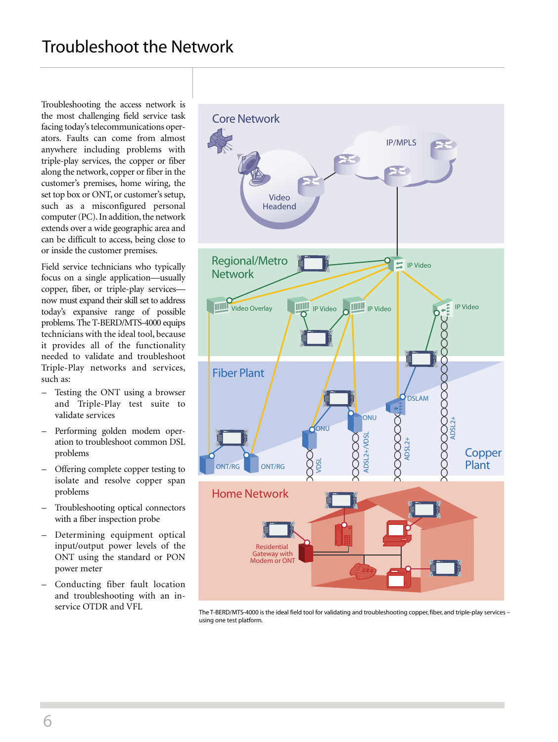# Troubleshoot the Network

Troubleshooting the access network is the most challenging field service task facing today's telecommunications operators. Faults can come from almost anywhere including problems with triple-play services, the copper or fiber along the network, copper or fiber in the customer's premises, home wiring, the set top box or ONT, or customer's setup, such as a misconfigured personal computer (PC). In addition, the network extends over a wide geographic area and can be difficult to access, being close to or inside the customer premises.

Field service technicians who typically focus on a single application—usually copper, fiber, or triple-play services—now must expand their skill set to address today's expansive range of possible problems. The T-BERD/MTS-4000 equips technicians with the ideal tool, because it provides all of the functionality needed to validate and troubleshoot Triple-Play networks and services, such as:

- Testing the ONT using a browser and Triple-Play test suite to validate services
- Performing golden modem operation to troubleshoot common DSL problems
- Offering complete copper testing to isolate and resolve copper span problems
- Troubleshooting optical connectors with a fiber inspection probe
- Determining equipment optical input/output power levels of the ONT using the standard or PON power meter
- Conducting fiber fault location and troubleshooting with an in-service OTDR and VFL

The T-BERD/MTS-4000 is the ideal field tool for validating and troubleshooting copper, fiber, and triple-play services – using one test platform.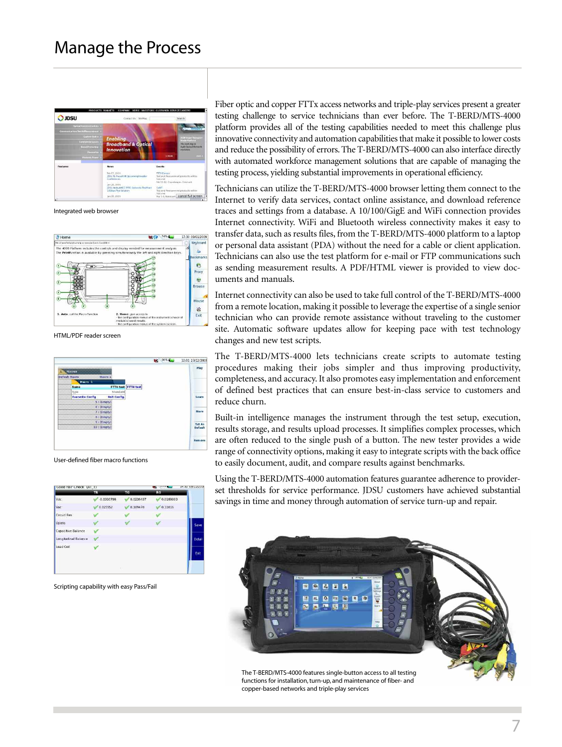# Manage the Process

Integrated web browser

HTML/PDF reader screen

User-defined fiber macro functions

Scripting capability with easy Pass/Fail

Fiber optic and copper FTTx access networks and triple-play services present a greater testing challenge to service technicians than ever before. The T-BERD/MTS-4000 platform provides all of the testing capabilities needed to meet this challenge plus innovative connectivity and automation capabilities that make it possible to lower costs and reduce the possibility of errors. The T-BERD/MTS-4000 can also interface directly with automated workforce management solutions that are capable of managing the testing process, yielding substantial improvements in operational efficiency.

Technicians can utilize the T-BERD/MTS-4000 browser letting them connect to the Internet to verify data services, contact online assistance, and download reference traces and settings from a database. A 10/100/GigE and WiFi connection provides Internet connectivity. WiFi and Bluetooth wireless connectivity makes it easy to transfer data, such as results files, from the T-BERD/MTS-4000 platform to a laptop or personal data assistant (PDA) without the need for a cable or client application. Technicians can also use the test platform for e-mail or FTP communications such as sending measurement results. A PDF/HTML viewer is provided to view documents and manuals.

Internet connectivity can also be used to take full control of the T-BERD/MTS-4000 from a remote location, making it possible to leverage the expertise of a single senior technician who can provide remote assistance without traveling to the customer site. Automatic software updates allow for keeping pace with test technology changes and new test scripts.

The T-BERD/MTS-4000 lets technicians create scripts to automate testing procedures making their jobs simpler and thus improving productivity, completeness, and accuracy. It also promotes easy implementation and enforcement of defined best practices that can ensure best-in-class service to customers and reduce churn.

Built-in intelligence manages the instrument through the test setup, execution, results storage, and results upload processes. It simplifies complex processes, which are often reduced to the single push of a button. The new tester provides a wide range of connectivity options, making it easy to integrate scripts with the back office to easily document, audit, and compare results against benchmarks.

Using the T-BERD/MTS-4000 automation features guarantee adherence to provider-set thresholds for service performance. JDSU customers have achieved substantial savings in time and money through automation of service turn-up and repair.

The T-BERD/MTS-4000 features single-button access to all testing functions for installation, turn-up, and maintenance of fiber- and copper-based networks and triple-play services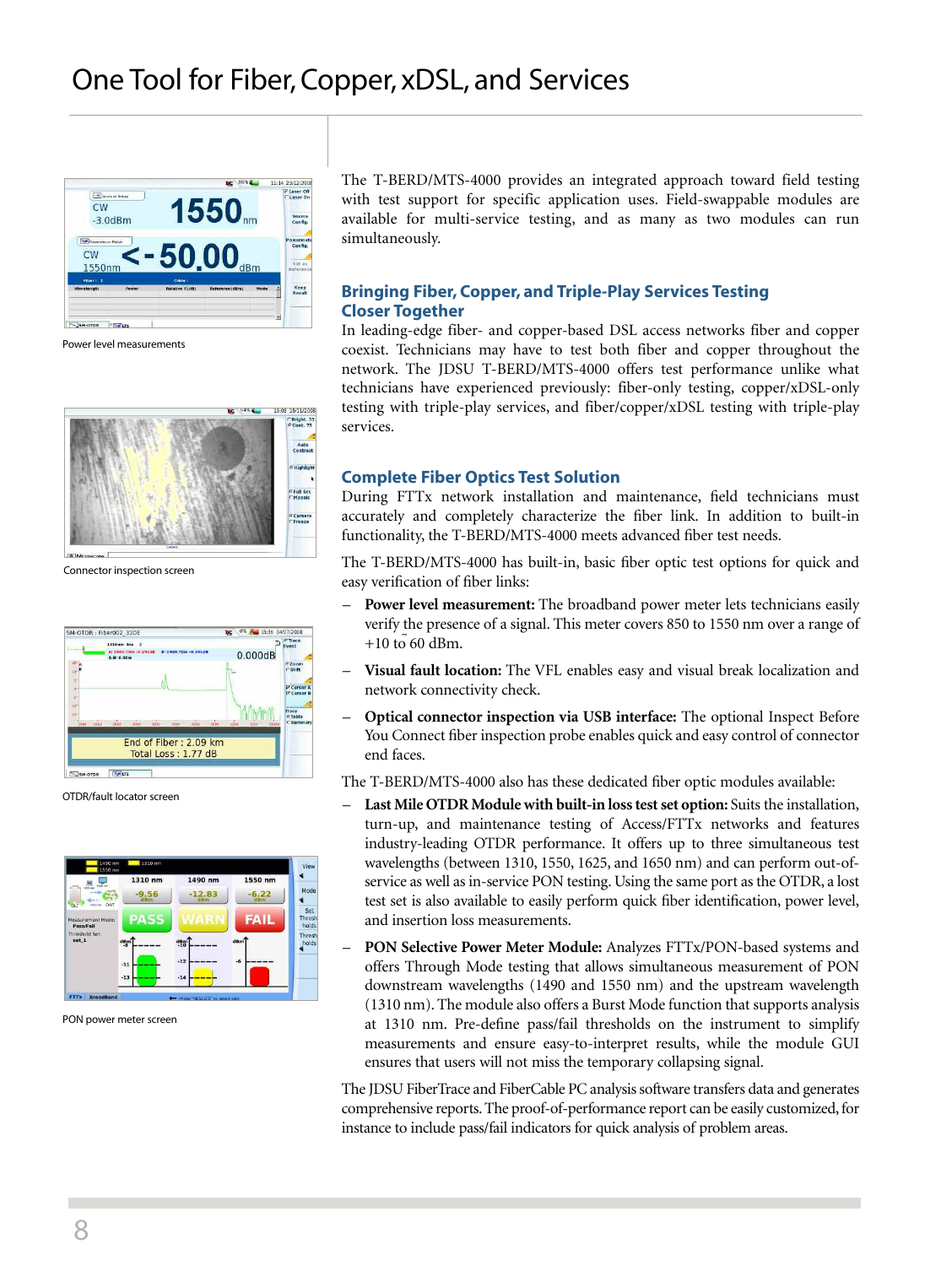# One Tool for Fiber, Copper, xDSL, and Services

Power level measurements

Connector inspection screen

OTDR/fault locator screen

PON power meter screen

The T-BERD/MTS-4000 provides an integrated approach toward field testing with test support for specific application uses. Field-swappable modules are available for multi-service testing, and as many as two modules can run simultaneously.

## Bringing Fiber, Copper, and Triple-Play Services Testing Closer Together

In leading-edge fiber- and copper-based DSL access networks fiber and copper coexist. Technicians may have to test both fiber and copper throughout the network. The JDSU T-BERD/MTS-4000 offers test performance unlike what technicians have experienced previously: fiber-only testing, copper/xDSL-only testing with triple-play services, and fiber/copper/xDSL testing with triple-play services.

## Complete Fiber Optics Test Solution

During FTTx network installation and maintenance, field technicians must accurately and completely characterize the fiber link. In addition to built-in functionality, the T-BERD/MTS-4000 meets advanced fiber test needs.

The T-BERD/MTS-4000 has built-in, basic fiber optic test options for quick and easy verification of fiber links:

- **Power level measurement:** The broadband power meter lets technicians easily verify the presence of a signal. This meter covers 850 to 1550 nm over a range of +10 to ̃60 dBm.
- **Visual fault location:** The VFL enables easy and visual break localization and network connectivity check.
- **Optical connector inspection via USB interface:** The optional Inspect Before You Connect fiber inspection probe enables quick and easy control of connector end faces.

The T-BERD/MTS-4000 also has these dedicated fiber optic modules available:

- **Last Mile OTDR Module with built-in loss test set option:** Suits the installation, turn-up, and maintenance testing of Access/FTTx networks and features industry-leading OTDR performance. It offers up to three simultaneous test wavelengths (between 1310, 1550, 1625, and 1650 nm) and can perform out-of-service as well as in-service PON testing. Using the same port as the OTDR, a lost test set is also available to easily perform quick fiber identification, power level, and insertion loss measurements.
- **PON Selective Power Meter Module:** Analyzes FTTx/PON-based systems and offers Through Mode testing that allows simultaneous measurement of PON downstream wavelengths (1490 and 1550 nm) and the upstream wavelength (1310 nm). The module also offers a Burst Mode function that supports analysis at 1310 nm. Pre-define pass/fail thresholds on the instrument to simplify measurements and ensure easy-to-interpret results, while the module GUI ensures that users will not miss the temporary collapsing signal.

The JDSU FiberTrace and FiberCable PC analysis software transfers data and generates comprehensive reports. The proof-of-performance report can be easily customized, for instance to include pass/fail indicators for quick analysis of problem areas.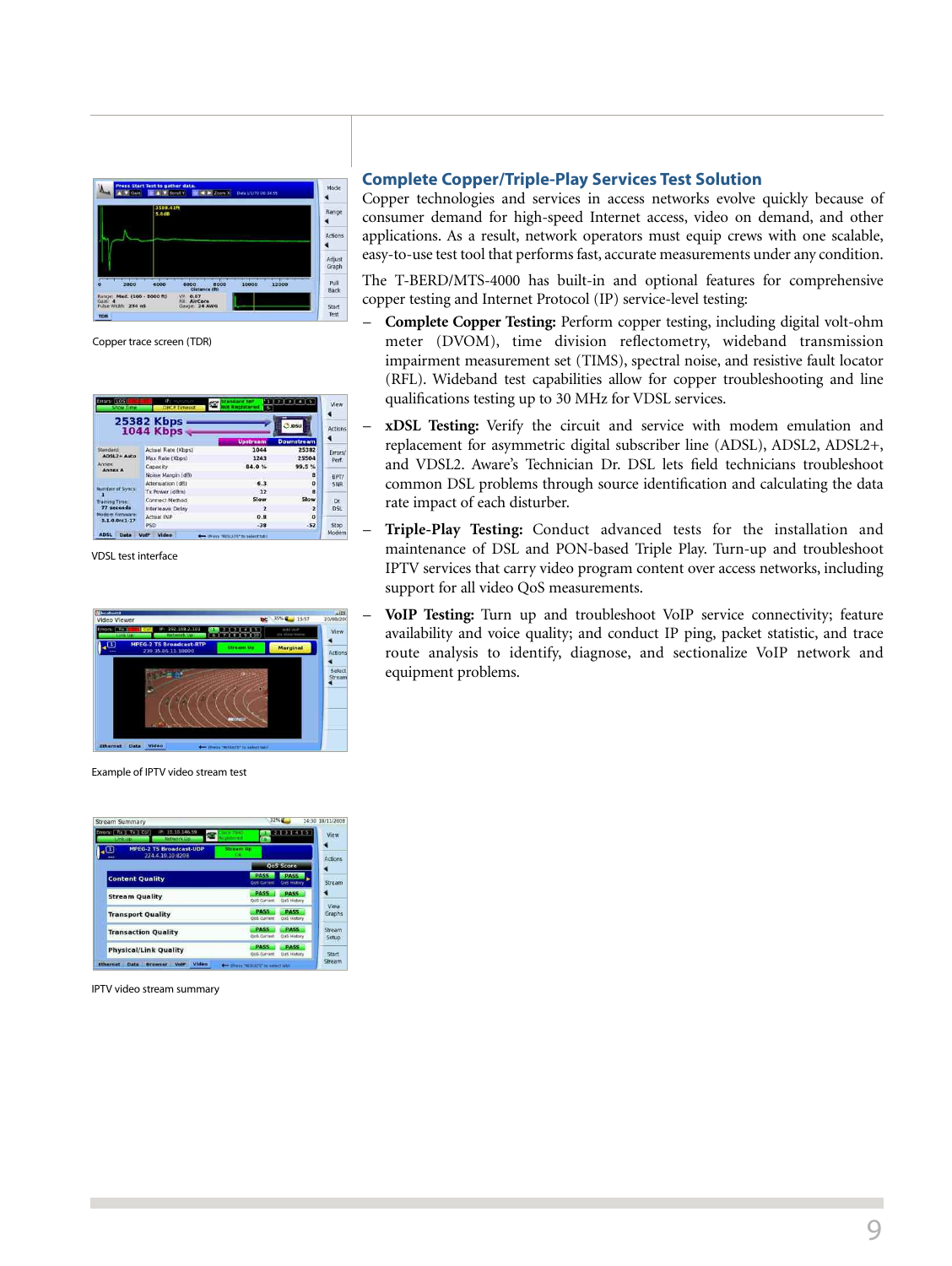Copper trace screen (TDR)

VDSL test interface

Example of IPTV video stream test

IPTV video stream summary

## Complete Copper/Triple-Play Services Test Solution

Copper technologies and services in access networks evolve quickly because of consumer demand for high-speed Internet access, video on demand, and other applications. As a result, network operators must equip crews with one scalable, easy-to-use test tool that performs fast, accurate measurements under any condition.

The T-BERD/MTS-4000 has built-in and optional features for comprehensive copper testing and Internet Protocol (IP) service-level testing:

- **Complete Copper Testing:** Perform copper testing, including digital volt-ohm meter (DVOM), time division reflectometry, wideband transmission impairment measurement set (TIMS), spectral noise, and resistive fault locator (RFL). Wideband test capabilities allow for copper troubleshooting and line qualifications testing up to 30 MHz for VDSL services.
- **xDSL Testing:** Verify the circuit and service with modem emulation and replacement for asymmetric digital subscriber line (ADSL), ADSL2, ADSL2+, and VDSL2. Aware's Technician Dr. DSL lets field technicians troubleshoot common DSL problems through source identification and calculating the data rate impact of each disturber.
- **Triple-Play Testing:** Conduct advanced tests for the installation and maintenance of DSL and PON-based Triple Play. Turn-up and troubleshoot IPTV services that carry video program content over access networks, including support for all video QoS measurements.
- **VoIP Testing:** Turn up and troubleshoot VoIP service connectivity; feature availability and voice quality; and conduct IP ping, packet statistic, and trace route analysis to identify, diagnose, and sectionalize VoIP network and equipment problems.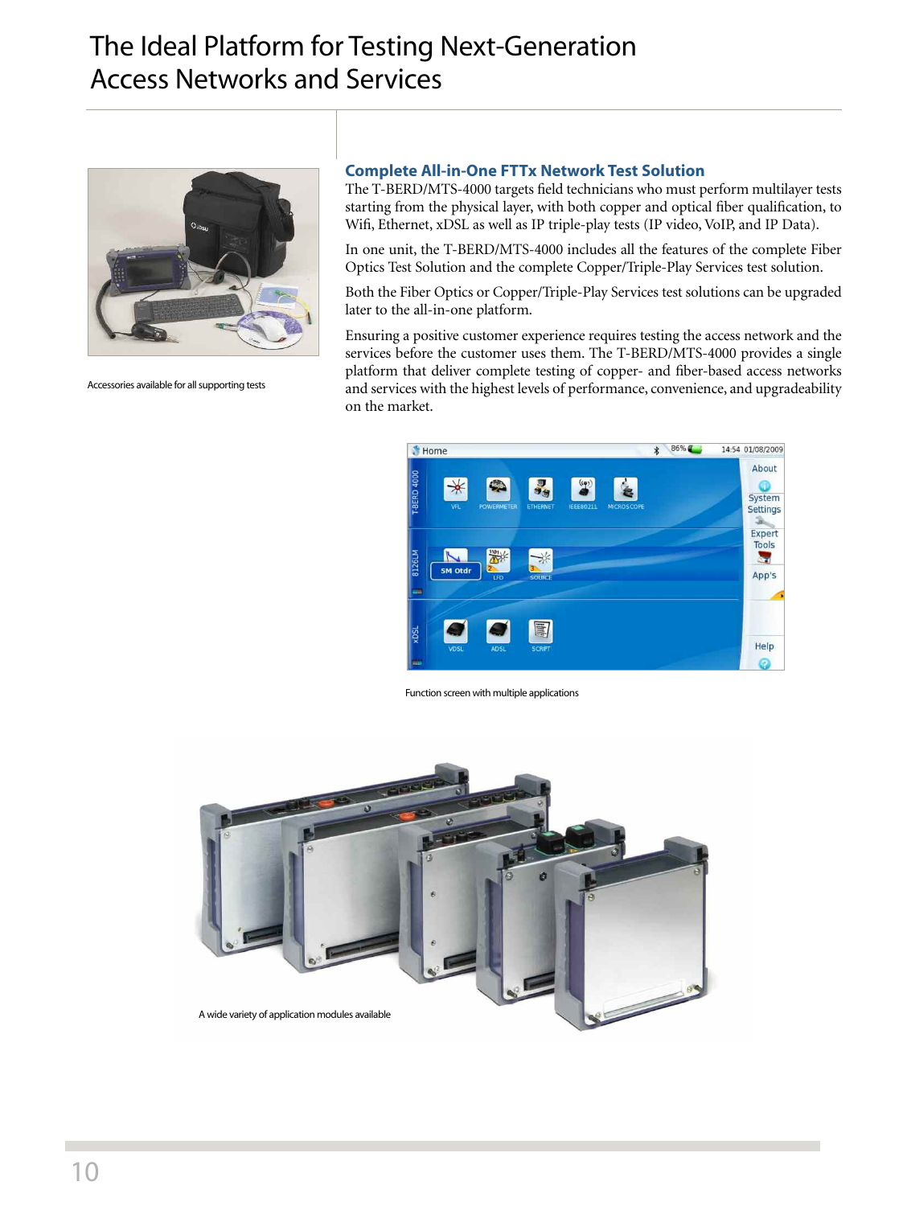# The Ideal Platform for Testing Next-Generation Access Networks and Services

Accessories available for all supporting tests

## Complete All-in-One FTTx Network Test Solution

The T-BERD/MTS-4000 targets field technicians who must perform multilayer tests starting from the physical layer, with both copper and optical fiber qualification, to Wifi, Ethernet, xDSL as well as IP triple-play tests (IP video, VoIP, and IP Data).

In one unit, the T-BERD/MTS-4000 includes all the features of the complete Fiber Optics Test Solution and the complete Copper/Triple-Play Services test solution.

Both the Fiber Optics or Copper/Triple-Play Services test solutions can be upgraded later to the all-in-one platform.

Ensuring a positive customer experience requires testing the access network and the services before the customer uses them. The T-BERD/MTS-4000 provides a single platform that deliver complete testing of copper- and fiber-based access networks and services with the highest levels of performance, convenience, and upgradeability on the market.

Function screen with multiple applications

A wide variety of application modules available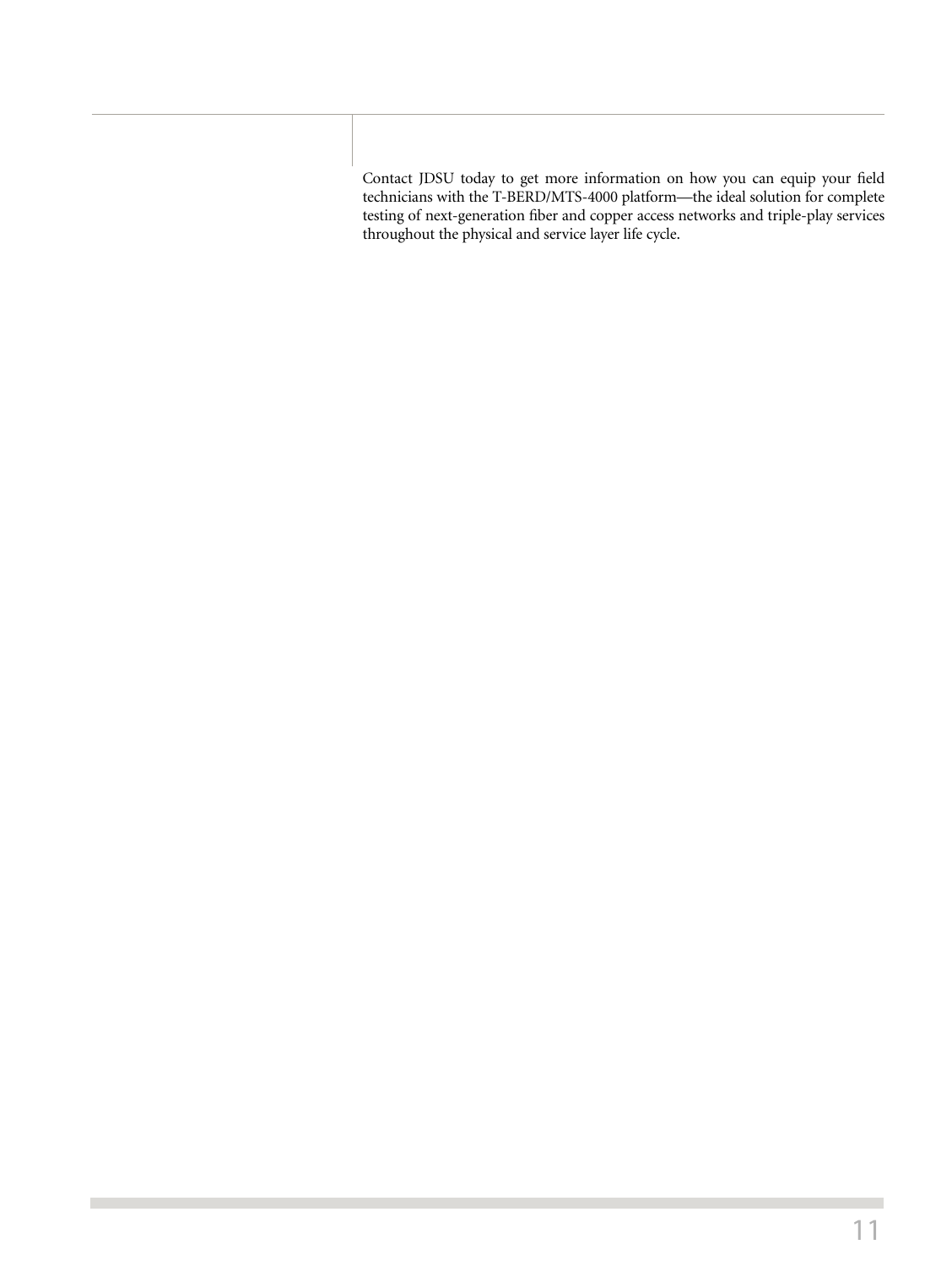Contact JDSU today to get more information on how you can equip your field technicians with the T-BERD/MTS-4000 platform—the ideal solution for complete testing of next-generation fiber and copper access networks and triple-play services throughout the physical and service layer life cycle.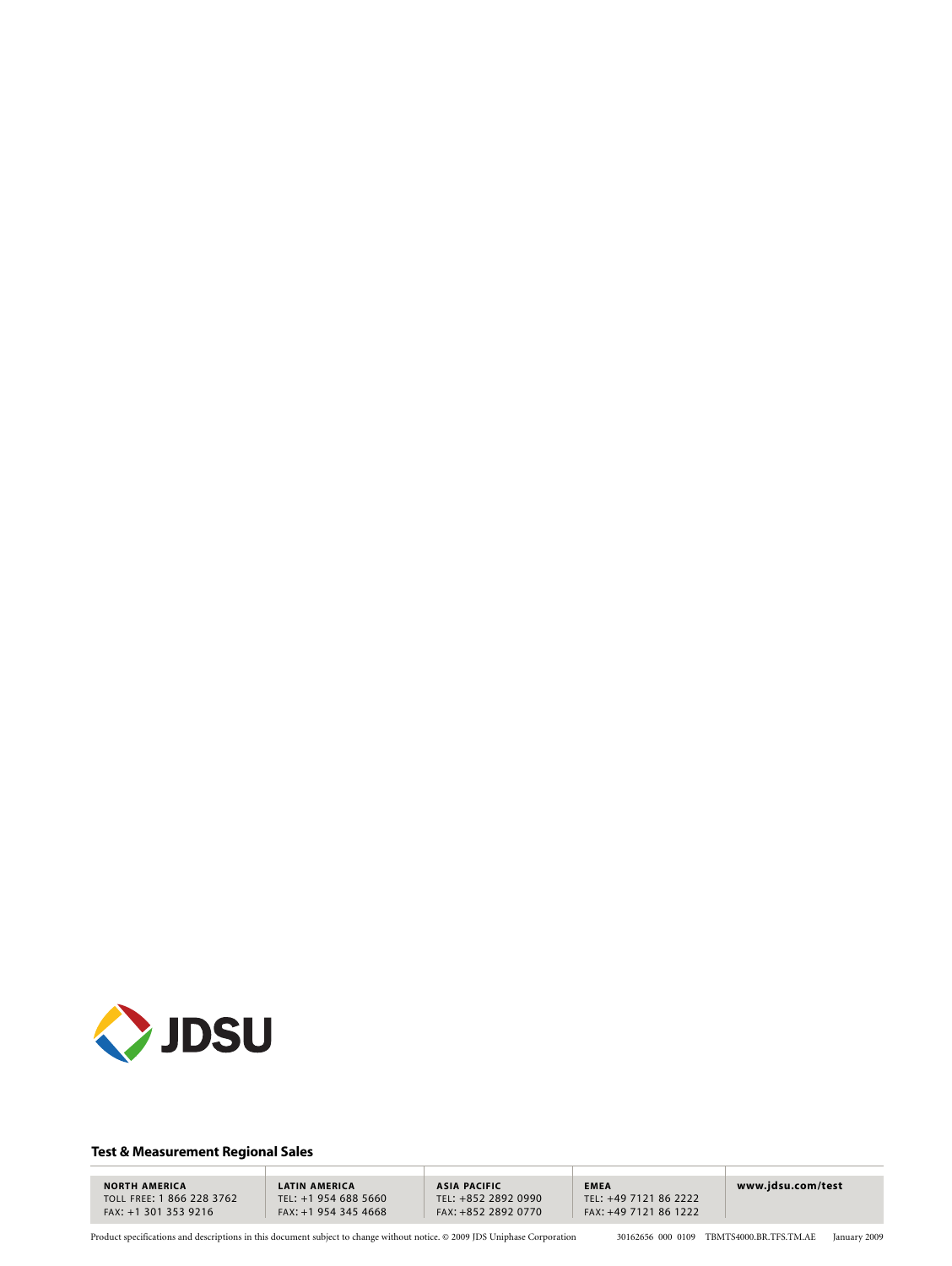JDSU

**Test & Measurement Regional Sales**

| | | | | |
|---|---|---|---|---|
| **NORTH AMERICA**<br>TOLL FREE: 1 866 228 3762<br>FAX: +1 301 353 9216 | **LATIN AMERICA**<br>TEL: +1 954 688 5660<br>FAX: +1 954 345 4668 | **ASIA PACIFIC**<br>TEL: +852 2892 0990<br>FAX: +852 2892 0770 | **EMEA**<br>TEL: +49 7121 86 2222<br>FAX: +49 7121 86 1222 | **www.jdsu.com/test** |

Product specifications and descriptions in this document subject to change without notice. © 2009 JDS Uniphase Corporation 30162656 000 0109 TBMTS4000.BR.TFS.TM.AE January 2009